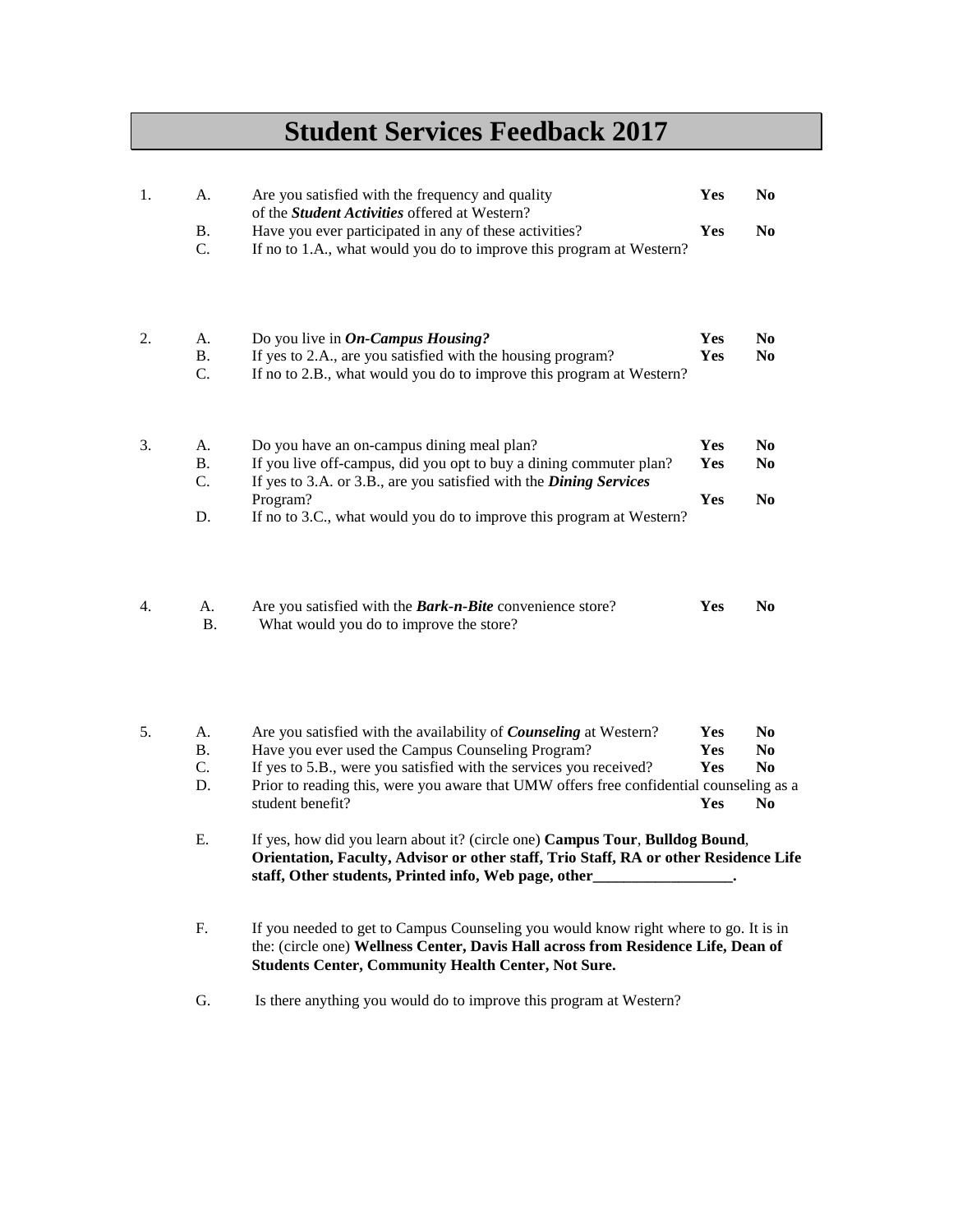# Student Services Feedback 2017

1. A. Are you satisfied with the frequency and quality of the ***Student Activities*** offered at Western? **Yes** **No**

   B. Have you ever participated in any of these activities? **Yes** **No**

   C. If no to 1.A., what would you do to improve this program at Western?

2. A. Do you live in ***On-Campus Housing?*** **Yes** **No**

   B. If yes to 2.A., are you satisfied with the housing program? **Yes** **No**

   C. If no to 2.B., what would you do to improve this program at Western?

3. A. Do you have an on-campus dining meal plan? **Yes** **No**

   B. If you live off-campus, did you opt to buy a dining commuter plan? **Yes** **No**

   C. If yes to 3.A. or 3.B., are you satisfied with the ***Dining Services*** Program? **Yes** **No**

   D. If no to 3.C., what would you do to improve this program at Western?

4. A. Are you satisfied with the ***Bark-n-Bite*** convenience store? **Yes** **No**

   B. What would you do to improve the store?

5. A. Are you satisfied with the availability of ***Counseling*** at Western? **Yes** **No**

   B. Have you ever used the Campus Counseling Program? **Yes** **No**

   C. If yes to 5.B., were you satisfied with the services you received? **Yes** **No**

   D. Prior to reading this, were you aware that UMW offers free confidential counseling as a student benefit? **Yes** **No**

   E. If yes, how did you learn about it? (circle one) **Campus Tour**, **Bulldog Bound**, **Orientation, Faculty, Advisor or other staff, Trio Staff, RA or other Residence Life staff, Other students, Printed info, Web page, other__________________.**

   F. If you needed to get to Campus Counseling you would know right where to go. It is in the: (circle one) **Wellness Center, Davis Hall across from Residence Life, Dean of Students Center, Community Health Center, Not Sure.**

   G. Is there anything you would do to improve this program at Western?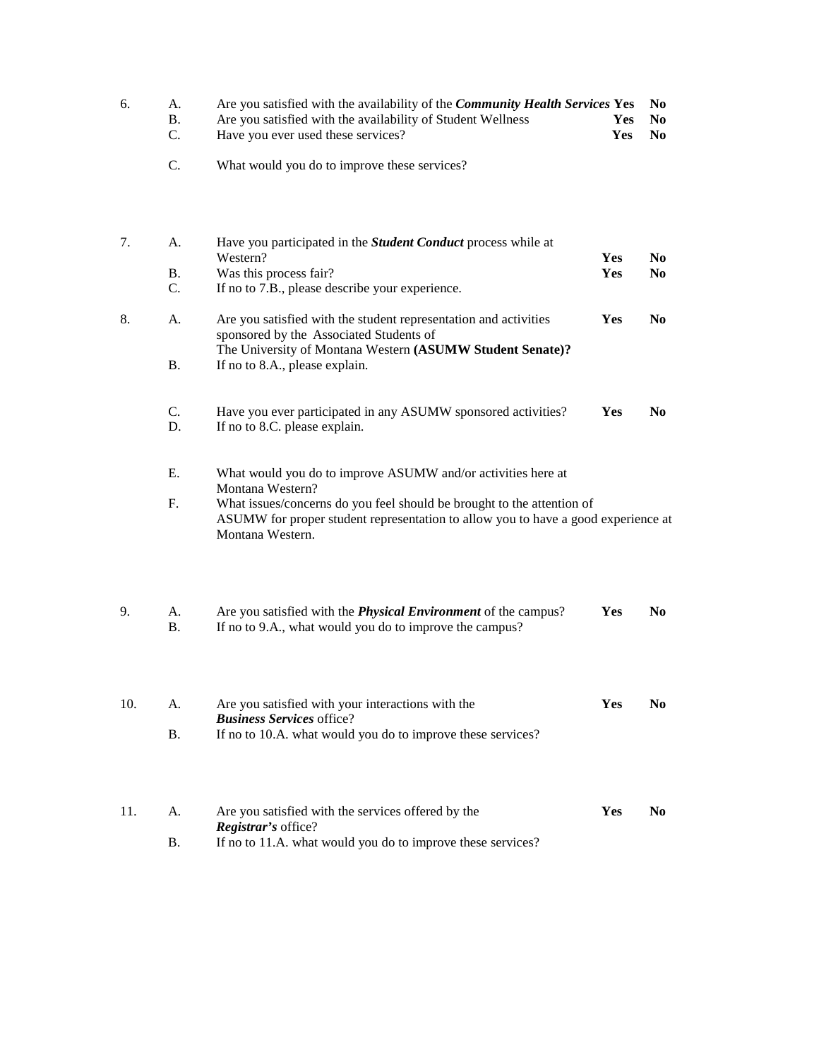6. A. Are you satisfied with the availability of the ***Community Health Services*** **Yes** **No**
   B. Are you satisfied with the availability of Student Wellness **Yes** **No**
   C. Have you ever used these services? **Yes** **No**

   C. What would you do to improve these services?

7. A. Have you participated in the ***Student Conduct*** process while at Western? **Yes** **No**
   B. Was this process fair? **Yes** **No**
   C. If no to 7.B., please describe your experience.

8. A. Are you satisfied with the student representation and activities sponsored by the Associated Students of The University of Montana Western **(ASUMW Student Senate)?** **Yes** **No**
   B. If no to 8.A., please explain.

   C. Have you ever participated in any ASUMW sponsored activities? **Yes** **No**
   D. If no to 8.C. please explain.

   E. What would you do to improve ASUMW and/or activities here at Montana Western?
   F. What issues/concerns do you feel should be brought to the attention of ASUMW for proper student representation to allow you to have a good experience at Montana Western.

9. A. Are you satisfied with the ***Physical Environment*** of the campus? **Yes** **No**
   B. If no to 9.A., what would you do to improve the campus?

10. A. Are you satisfied with your interactions with the ***Business Services*** office? **Yes** **No**
    B. If no to 10.A. what would you do to improve these services?

11. A. Are you satisfied with the services offered by the ***Registrar's*** office? **Yes** **No**
    B. If no to 11.A. what would you do to improve these services?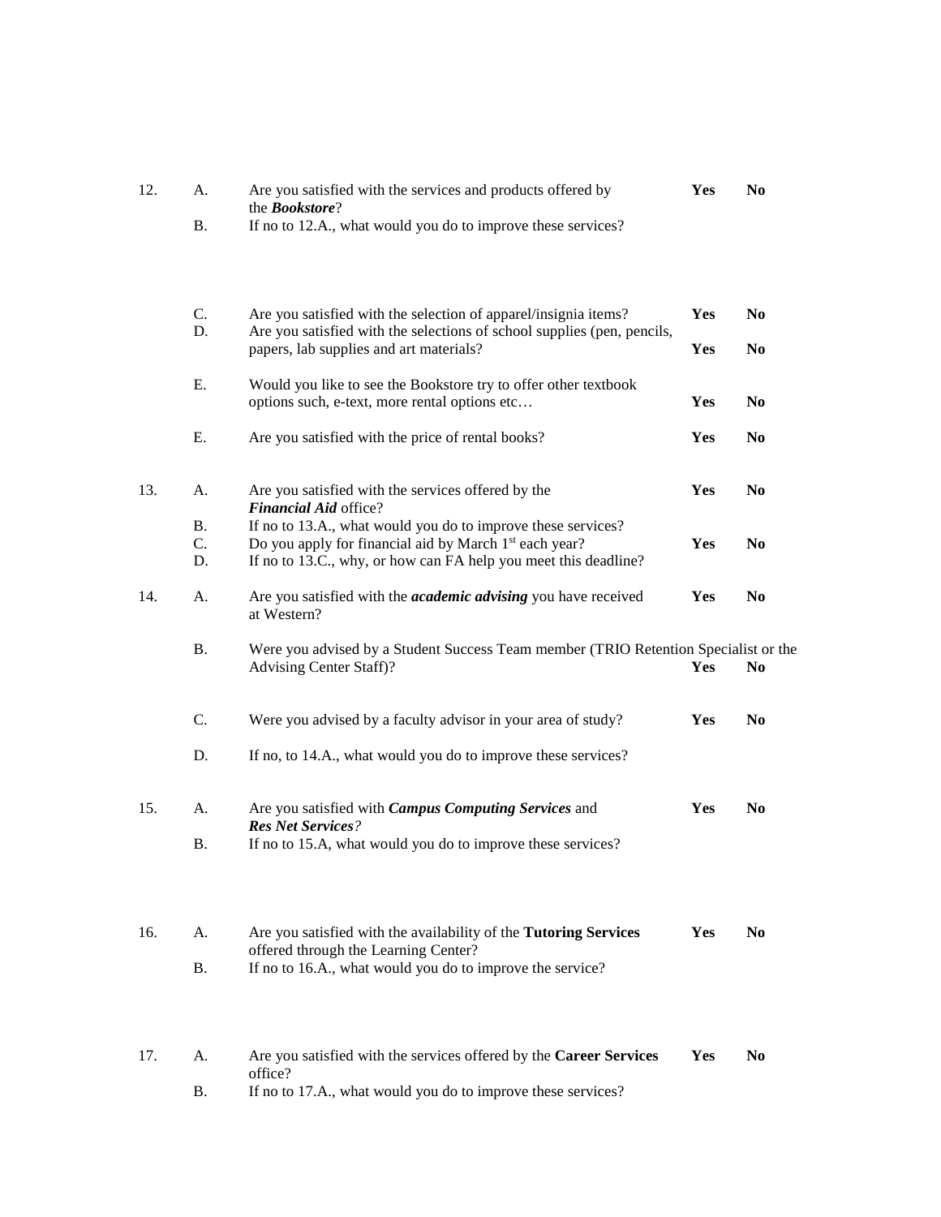12. A. Are you satisfied with the services and products offered by the ***Bookstore***? **Yes** **No**

  B. If no to 12.A., what would you do to improve these services?

  C. Are you satisfied with the selection of apparel/insignia items? **Yes** **No**

  D. Are you satisfied with the selections of school supplies (pen, pencils, papers, lab supplies and art materials? **Yes** **No**

  E. Would you like to see the Bookstore try to offer other textbook options such, e-text, more rental options etc… **Yes** **No**

  E. Are you satisfied with the price of rental books? **Yes** **No**

13. A. Are you satisfied with the services offered by the ***Financial Aid*** office? **Yes** **No**

  B. If no to 13.A., what would you do to improve these services?

  C. Do you apply for financial aid by March 1st each year? **Yes** **No**

  D. If no to 13.C., why, or how can FA help you meet this deadline?

14. A. Are you satisfied with the ***academic advising*** you have received at Western? **Yes** **No**

  B. Were you advised by a Student Success Team member (TRIO Retention Specialist or the Advising Center Staff)? **Yes** **No**

  C. Were you advised by a faculty advisor in your area of study? **Yes** **No**

  D. If no, to 14.A., what would you do to improve these services?

15. A. Are you satisfied with ***Campus Computing Services*** and ***Res Net Services****?* **Yes** **No**

  B. If no to 15.A, what would you do to improve these services?

16. A. Are you satisfied with the availability of the **Tutoring Services** offered through the Learning Center? **Yes** **No**

  B. If no to 16.A., what would you do to improve the service?

17. A. Are you satisfied with the services offered by the **Career Services** office? **Yes** **No**

  B. If no to 17.A., what would you do to improve these services?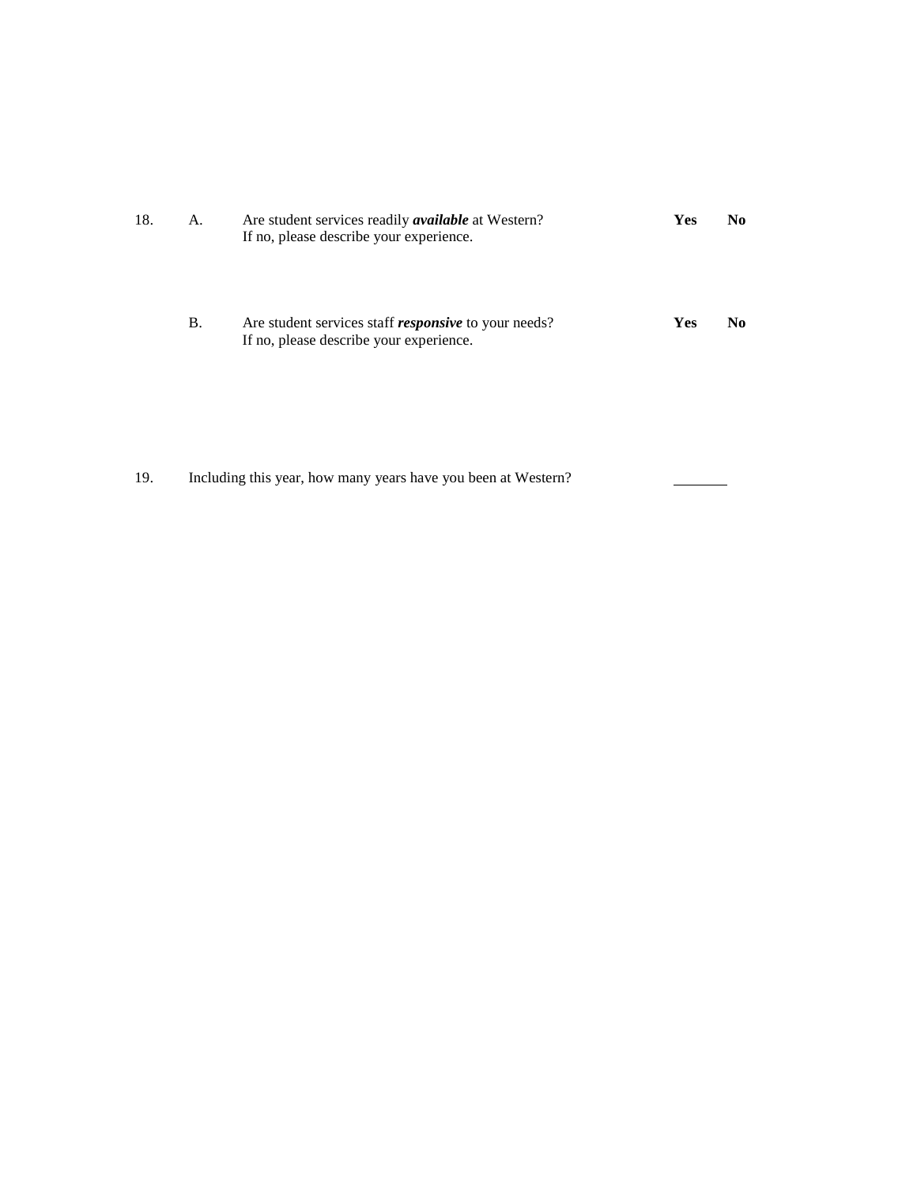18. A. Are student services readily ***available*** at Western? **Yes** **No**

    If no, please describe your experience.

    B. Are student services staff ***responsive*** to your needs? **Yes** **No**

    If no, please describe your experience.

19. Including this year, how many years have you been at Western? _______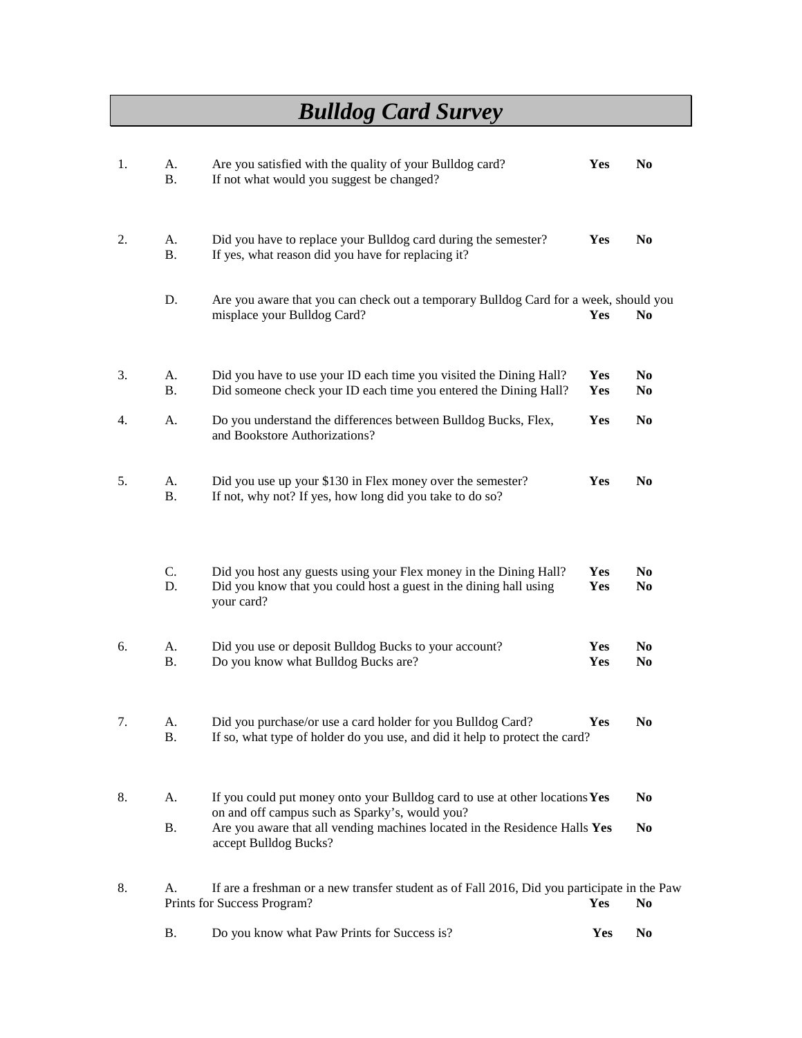# *Bulldog Card Survey*

1. A. Are you satisfied with the quality of your Bulldog card? **Yes** **No**
   B. If not what would you suggest be changed?

2. A. Did you have to replace your Bulldog card during the semester? **Yes** **No**
   B. If yes, what reason did you have for replacing it?

   D. Are you aware that you can check out a temporary Bulldog Card for a week, should you misplace your Bulldog Card? **Yes** **No**

3. A. Did you have to use your ID each time you visited the Dining Hall? **Yes** **No**
   B. Did someone check your ID each time you entered the Dining Hall? **Yes** **No**

4. A. Do you understand the differences between Bulldog Bucks, Flex, and Bookstore Authorizations? **Yes** **No**

5. A. Did you use up your $130 in Flex money over the semester? **Yes** **No**
   B. If not, why not? If yes, how long did you take to do so?

   C. Did you host any guests using your Flex money in the Dining Hall? **Yes** **No**
   D. Did you know that you could host a guest in the dining hall using your card? **Yes** **No**

6. A. Did you use or deposit Bulldog Bucks to your account? **Yes** **No**
   B. Do you know what Bulldog Bucks are? **Yes** **No**

7. A. Did you purchase/or use a card holder for you Bulldog Card? **Yes** **No**
   B. If so, what type of holder do you use, and did it help to protect the card?

8. A. If you could put money onto your Bulldog card to use at other locations on and off campus such as Sparky's, would you? **Yes** **No**
   B. Are you aware that all vending machines located in the Residence Halls accept Bulldog Bucks? **Yes** **No**

8. A. If are a freshman or a new transfer student as of Fall 2016, Did you participate in the Paw Prints for Success Program? **Yes** **No**

   B. Do you know what Paw Prints for Success is? **Yes** **No**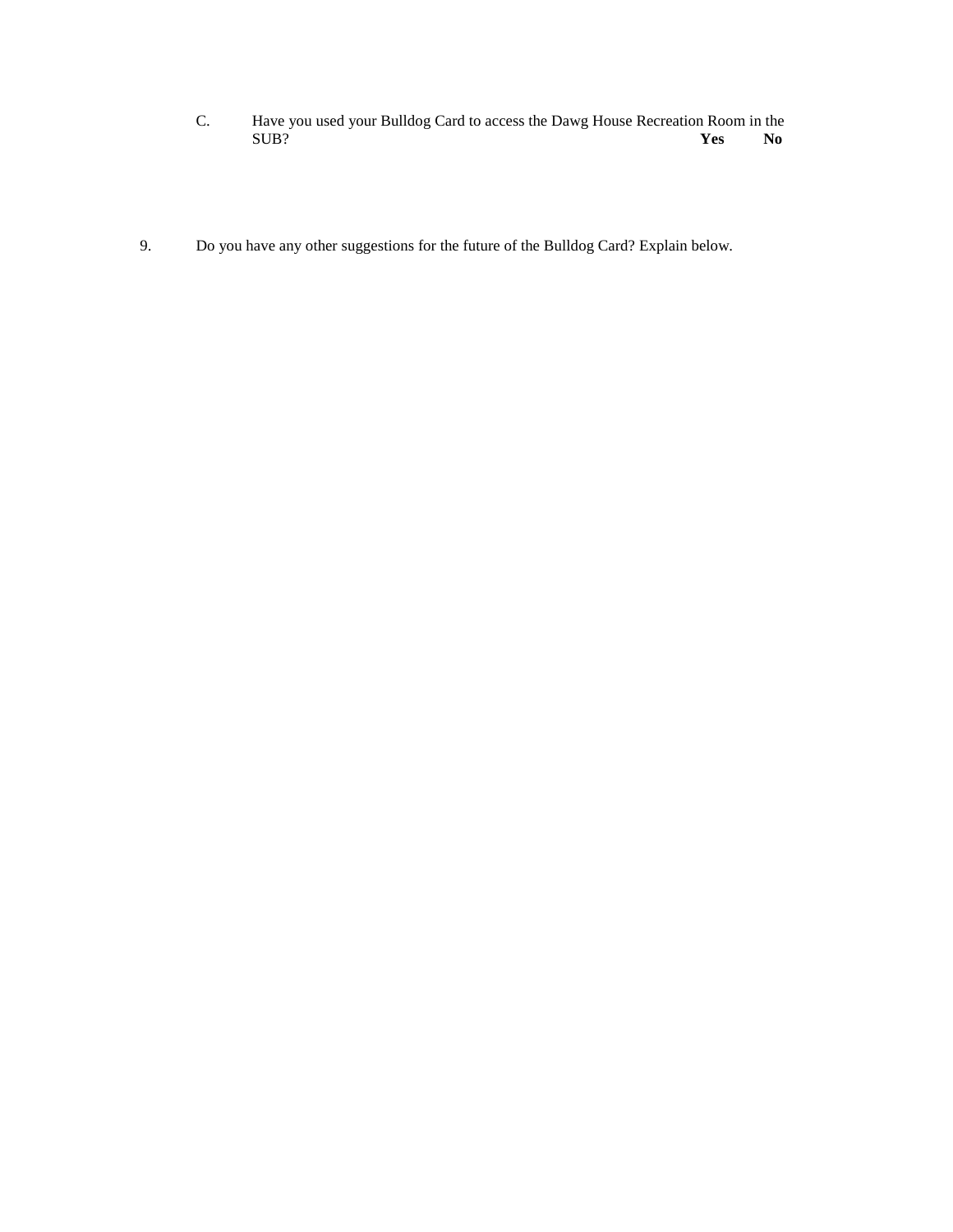C. Have you used your Bulldog Card to access the Dawg House Recreation Room in the SUB? **Yes** **No**

9. Do you have any other suggestions for the future of the Bulldog Card? Explain below.